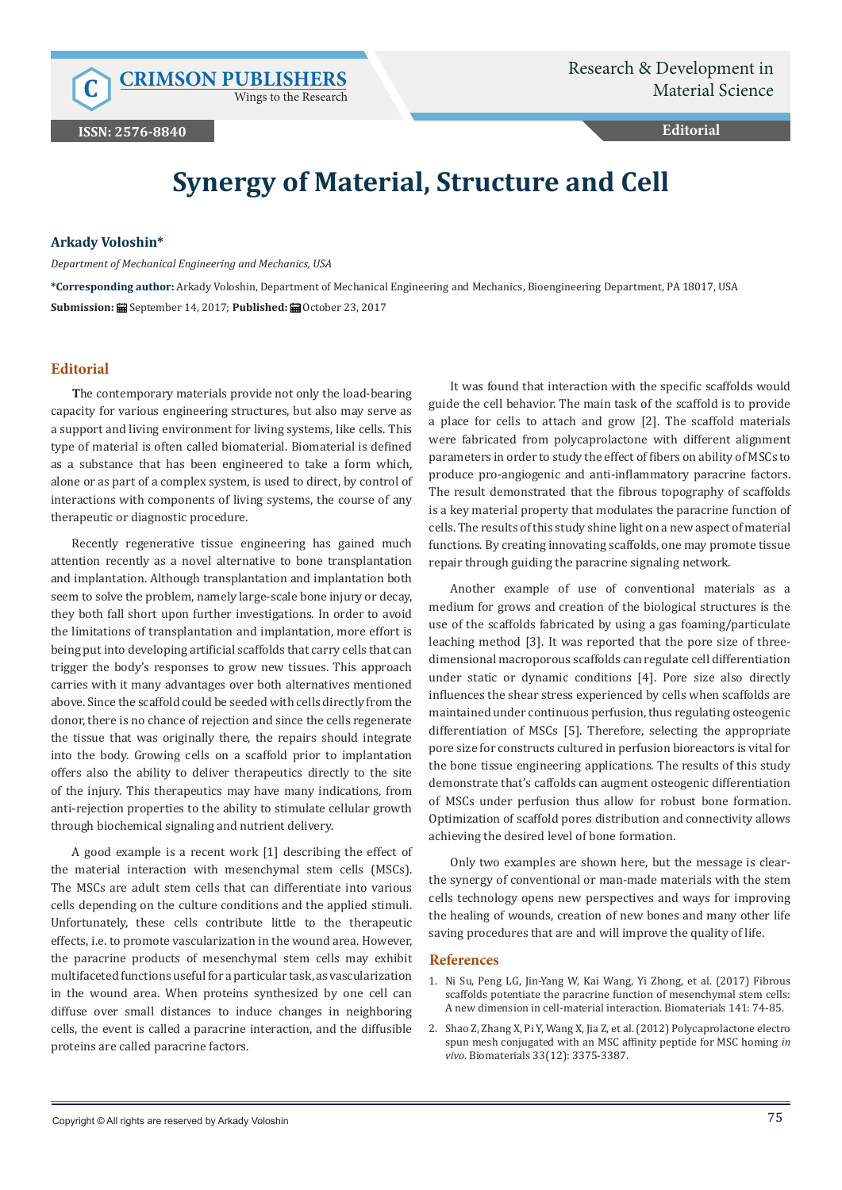# Synergy of Material, Structure and Cell

**Arkady Voloshin***

*Department of Mechanical Engineering and Mechanics, USA*

**\*Corresponding author:** Arkady Voloshin, Department of Mechanical Engineering and Mechanics, Bioengineering Department, PA 18017, USA

**Submission:** September 14, 2017; **Published:** October 23, 2017

## Editorial

The contemporary materials provide not only the load-bearing capacity for various engineering structures, but also may serve as a support and living environment for living systems, like cells. This type of material is often called biomaterial. Biomaterial is defined as a substance that has been engineered to take a form which, alone or as part of a complex system, is used to direct, by control of interactions with components of living systems, the course of any therapeutic or diagnostic procedure.

Recently regenerative tissue engineering has gained much attention recently as a novel alternative to bone transplantation and implantation. Although transplantation and implantation both seem to solve the problem, namely large-scale bone injury or decay, they both fall short upon further investigations. In order to avoid the limitations of transplantation and implantation, more effort is being put into developing artificial scaffolds that carry cells that can trigger the body's responses to grow new tissues. This approach carries with it many advantages over both alternatives mentioned above. Since the scaffold could be seeded with cells directly from the donor, there is no chance of rejection and since the cells regenerate the tissue that was originally there, the repairs should integrate into the body. Growing cells on a scaffold prior to implantation offers also the ability to deliver therapeutics directly to the site of the injury. This therapeutics may have many indications, from anti-rejection properties to the ability to stimulate cellular growth through biochemical signaling and nutrient delivery.

A good example is a recent work [1] describing the effect of the material interaction with mesenchymal stem cells (MSCs). The MSCs are adult stem cells that can differentiate into various cells depending on the culture conditions and the applied stimuli. Unfortunately, these cells contribute little to the therapeutic effects, i.e. to promote vascularization in the wound area. However, the paracrine products of mesenchymal stem cells may exhibit multifaceted functions useful for a particular task, as vascularization in the wound area. When proteins synthesized by one cell can diffuse over small distances to induce changes in neighboring cells, the event is called a paracrine interaction, and the diffusible proteins are called paracrine factors.

It was found that interaction with the specific scaffolds would guide the cell behavior. The main task of the scaffold is to provide a place for cells to attach and grow [2]. The scaffold materials were fabricated from polycaprolactone with different alignment parameters in order to study the effect of fibers on ability of MSCs to produce pro-angiogenic and anti-inflammatory paracrine factors. The result demonstrated that the fibrous topography of scaffolds is a key material property that modulates the paracrine function of cells. The results of this study shine light on a new aspect of material functions. By creating innovating scaffolds, one may promote tissue repair through guiding the paracrine signaling network.

Another example of use of conventional materials as a medium for grows and creation of the biological structures is the use of the scaffolds fabricated by using a gas foaming/particulate leaching method [3]. It was reported that the pore size of three-dimensional macroporous scaffolds can regulate cell differentiation under static or dynamic conditions [4]. Pore size also directly influences the shear stress experienced by cells when scaffolds are maintained under continuous perfusion, thus regulating osteogenic differentiation of MSCs [5]. Therefore, selecting the appropriate pore size for constructs cultured in perfusion bioreactors is vital for the bone tissue engineering applications. The results of this study demonstrate that's caffolds can augment osteogenic differentiation of MSCs under perfusion thus allow for robust bone formation. Optimization of scaffold pores distribution and connectivity allows achieving the desired level of bone formation.

Only two examples are shown here, but the message is clear-the synergy of conventional or man-made materials with the stem cells technology opens new perspectives and ways for improving the healing of wounds, creation of new bones and many other life saving procedures that are and will improve the quality of life.

## References

1. Ni Su, Peng LG, Jin-Yang W, Kai Wang, Yi Zhong, et al. (2017) Fibrous scaffolds potentiate the paracrine function of mesenchymal stem cells: A new dimension in cell-material interaction. Biomaterials 141: 74-85.
2. Shao Z, Zhang X, Pi Y, Wang X, Jia Z, et al. (2012) Polycaprolactone electro spun mesh conjugated with an MSC affinity peptide for MSC homing *in vivo*. Biomaterials 33(12): 3375-3387.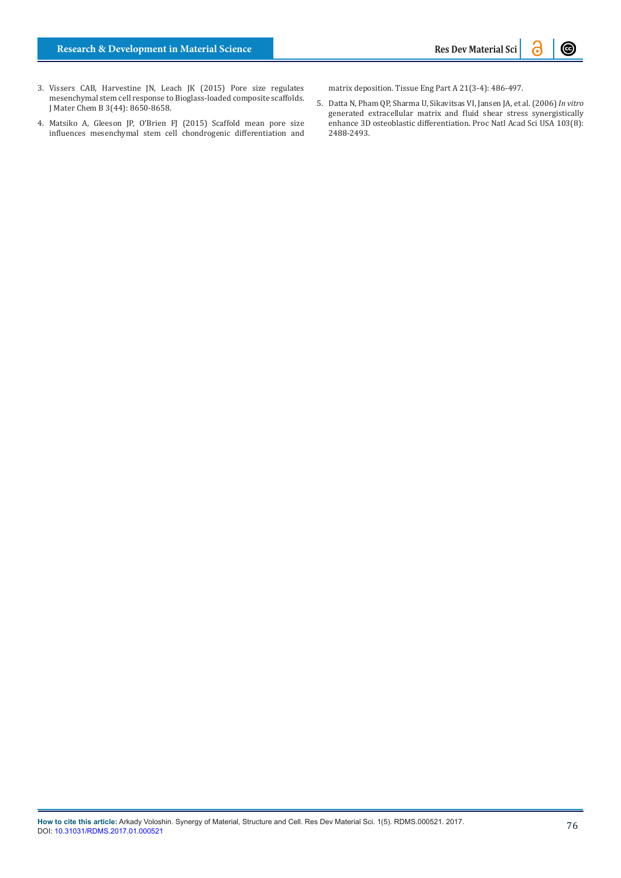3. Vissers CAB, Harvestine JN, Leach JK (2015) Pore size regulates mesenchymal stem cell response to Bioglass-loaded composite scaffolds. J Mater Chem B 3(44): 8650-8658.
4. Matsiko A, Gleeson JP, O'Brien FJ (2015) Scaffold mean pore size influences mesenchymal stem cell chondrogenic differentiation and matrix deposition. Tissue Eng Part A 21(3-4): 486-497.
5. Datta N, Pham QP, Sharma U, Sikavitsas VI, Jansen JA, et al. (2006) *In vitro* generated extracellular matrix and fluid shear stress synergistically enhance 3D osteoblastic differentiation. Proc Natl Acad Sci USA 103(8): 2488-2493.

**How to cite this article:** Arkady Voloshin. Synergy of Material, Structure and Cell. Res Dev Material Sci. 1(5). RDMS.000521. 2017.
DOI: 10.31031/RDMS.2017.01.000521